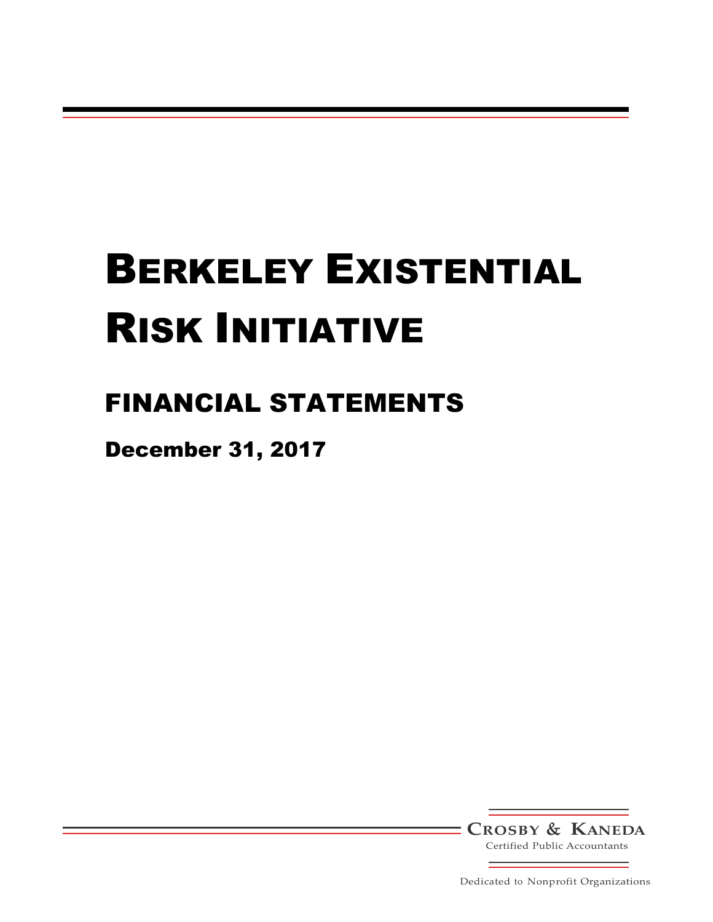# Berkeley Existential Risk Initiative

## FINANCIAL STATEMENTS

### December 31, 2017

**Crosby & Kaneda**
Certified Public Accountants

Dedicated to Nonprofit Organizations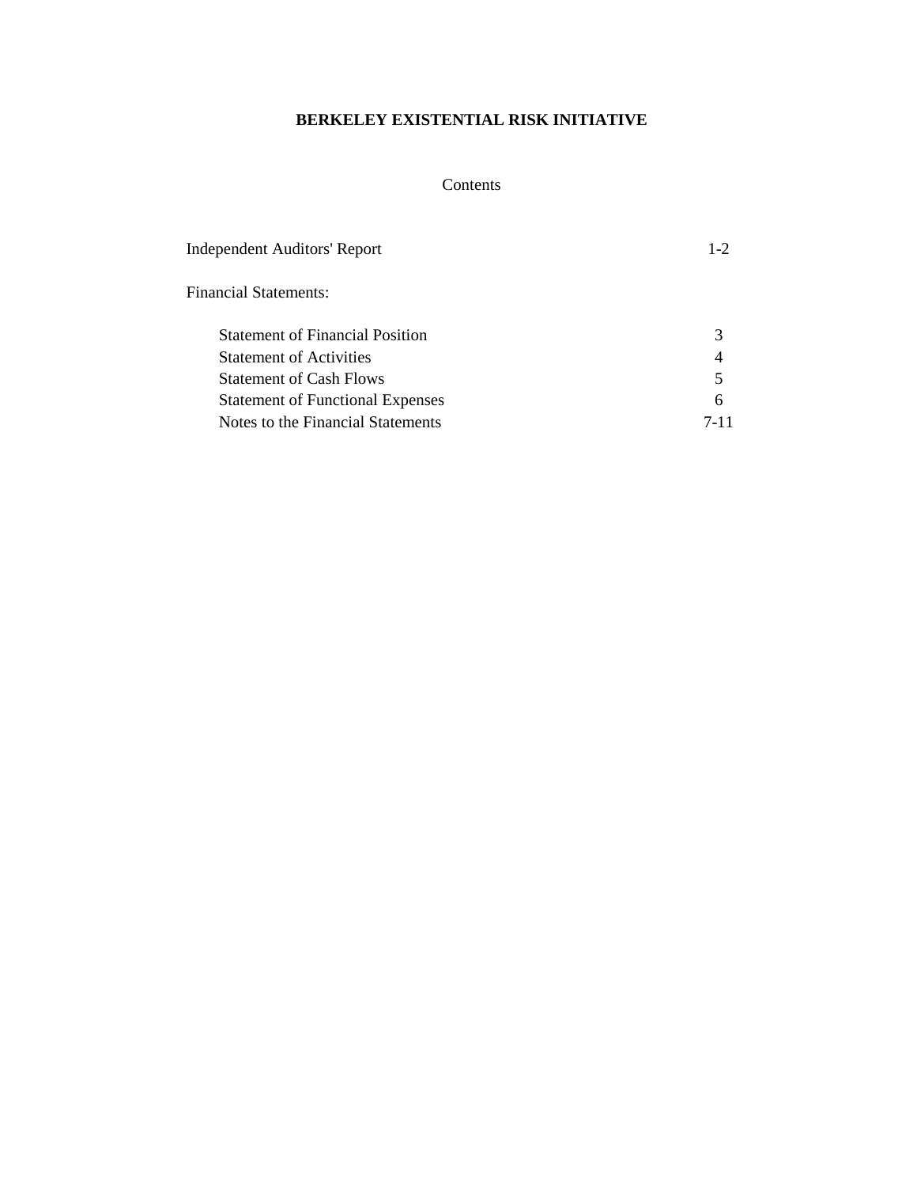# BERKELEY EXISTENTIAL RISK INITIATIVE

Contents

| | |
|---|---|
| Independent Auditors' Report | 1-2 |
| Financial Statements: | |
| Statement of Financial Position | 3 |
| Statement of Activities | 4 |
| Statement of Cash Flows | 5 |
| Statement of Functional Expenses | 6 |
| Notes to the Financial Statements | 7-11 |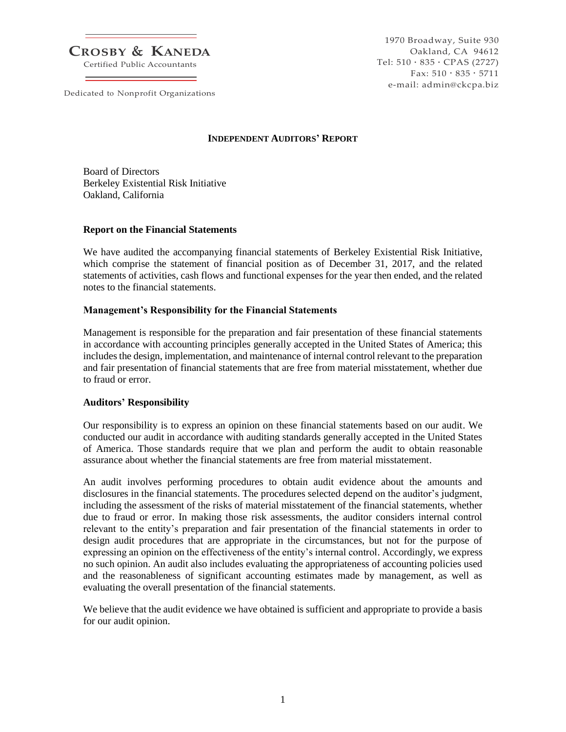**CROSBY & KANEDA**
Certified Public Accountants

Dedicated to Nonprofit Organizations

1970 Broadway, Suite 930
Oakland, CA 94612
Tel: 510 · 835 · CPAS (2727)
Fax: 510 · 835 · 5711
e-mail: admin@ckcpa.biz

# INDEPENDENT AUDITORS' REPORT

Board of Directors
Berkeley Existential Risk Initiative
Oakland, California

## Report on the Financial Statements

We have audited the accompanying financial statements of Berkeley Existential Risk Initiative, which comprise the statement of financial position as of December 31, 2017, and the related statements of activities, cash flows and functional expenses for the year then ended, and the related notes to the financial statements.

## Management's Responsibility for the Financial Statements

Management is responsible for the preparation and fair presentation of these financial statements in accordance with accounting principles generally accepted in the United States of America; this includes the design, implementation, and maintenance of internal control relevant to the preparation and fair presentation of financial statements that are free from material misstatement, whether due to fraud or error.

## Auditors' Responsibility

Our responsibility is to express an opinion on these financial statements based on our audit. We conducted our audit in accordance with auditing standards generally accepted in the United States of America. Those standards require that we plan and perform the audit to obtain reasonable assurance about whether the financial statements are free from material misstatement.

An audit involves performing procedures to obtain audit evidence about the amounts and disclosures in the financial statements. The procedures selected depend on the auditor's judgment, including the assessment of the risks of material misstatement of the financial statements, whether due to fraud or error. In making those risk assessments, the auditor considers internal control relevant to the entity's preparation and fair presentation of the financial statements in order to design audit procedures that are appropriate in the circumstances, but not for the purpose of expressing an opinion on the effectiveness of the entity's internal control. Accordingly, we express no such opinion. An audit also includes evaluating the appropriateness of accounting policies used and the reasonableness of significant accounting estimates made by management, as well as evaluating the overall presentation of the financial statements.

We believe that the audit evidence we have obtained is sufficient and appropriate to provide a basis for our audit opinion.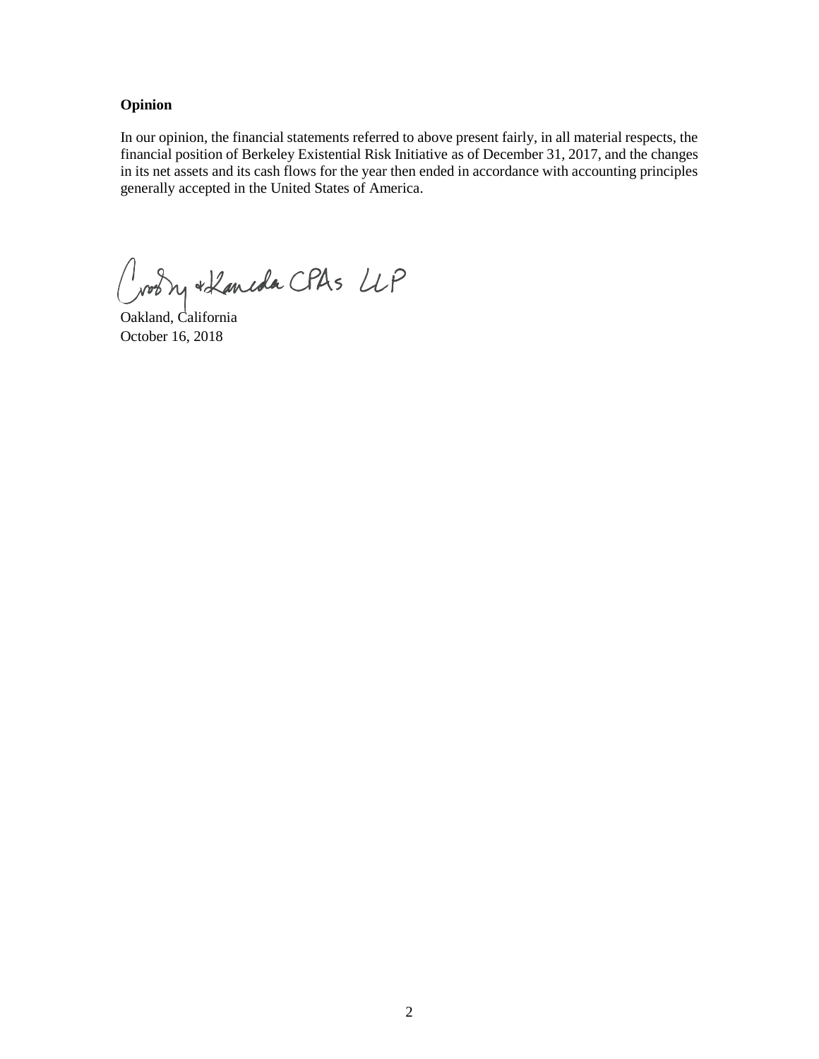**Opinion**

In our opinion, the financial statements referred to above present fairly, in all material respects, the financial position of Berkeley Existential Risk Initiative as of December 31, 2017, and the changes in its net assets and its cash flows for the year then ended in accordance with accounting principles generally accepted in the United States of America.

Crosby & Kaneda CPAs LLP

Oakland, California
October 16, 2018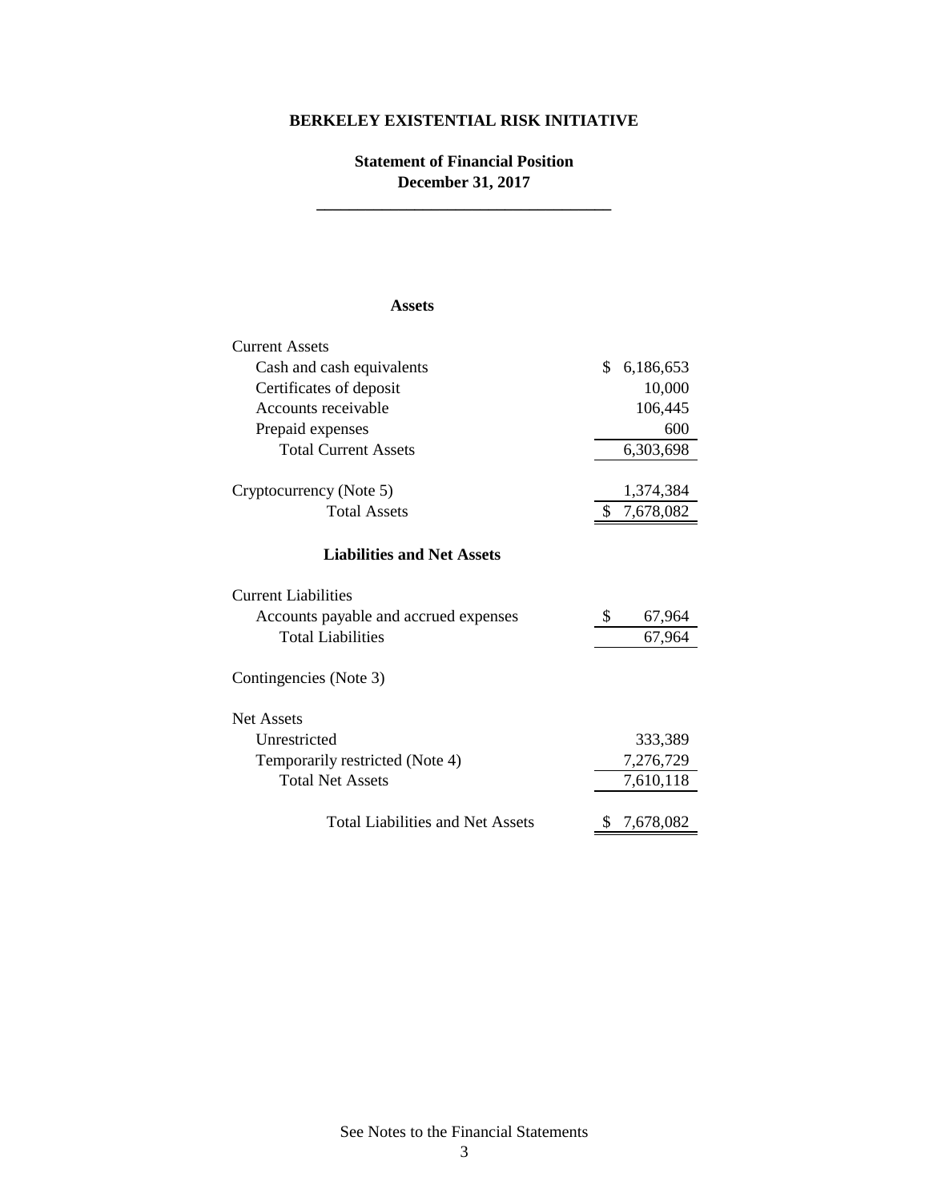**BERKELEY EXISTENTIAL RISK INITIATIVE**

**Statement of Financial Position**
**December 31, 2017**

**Assets**

| | |
|---|---|
| Current Assets | |
| Cash and cash equivalents | $ 6,186,653 |
| Certificates of deposit | 10,000 |
| Accounts receivable | 106,445 |
| Prepaid expenses | 600 |
| Total Current Assets | 6,303,698 |
| | |
| Cryptocurrency (Note 5) | 1,374,384 |
| Total Assets | $ 7,678,082 |

**Liabilities and Net Assets**

| | |
|---|---|
| Current Liabilities | |
| Accounts payable and accrued expenses | $ 67,964 |
| Total Liabilities | 67,964 |
| | |
| Contingencies (Note 3) | |
| | |
| Net Assets | |
| Unrestricted | 333,389 |
| Temporarily restricted (Note 4) | 7,276,729 |
| Total Net Assets | 7,610,118 |
| | |
| Total Liabilities and Net Assets | $ 7,678,082 |

See Notes to the Financial Statements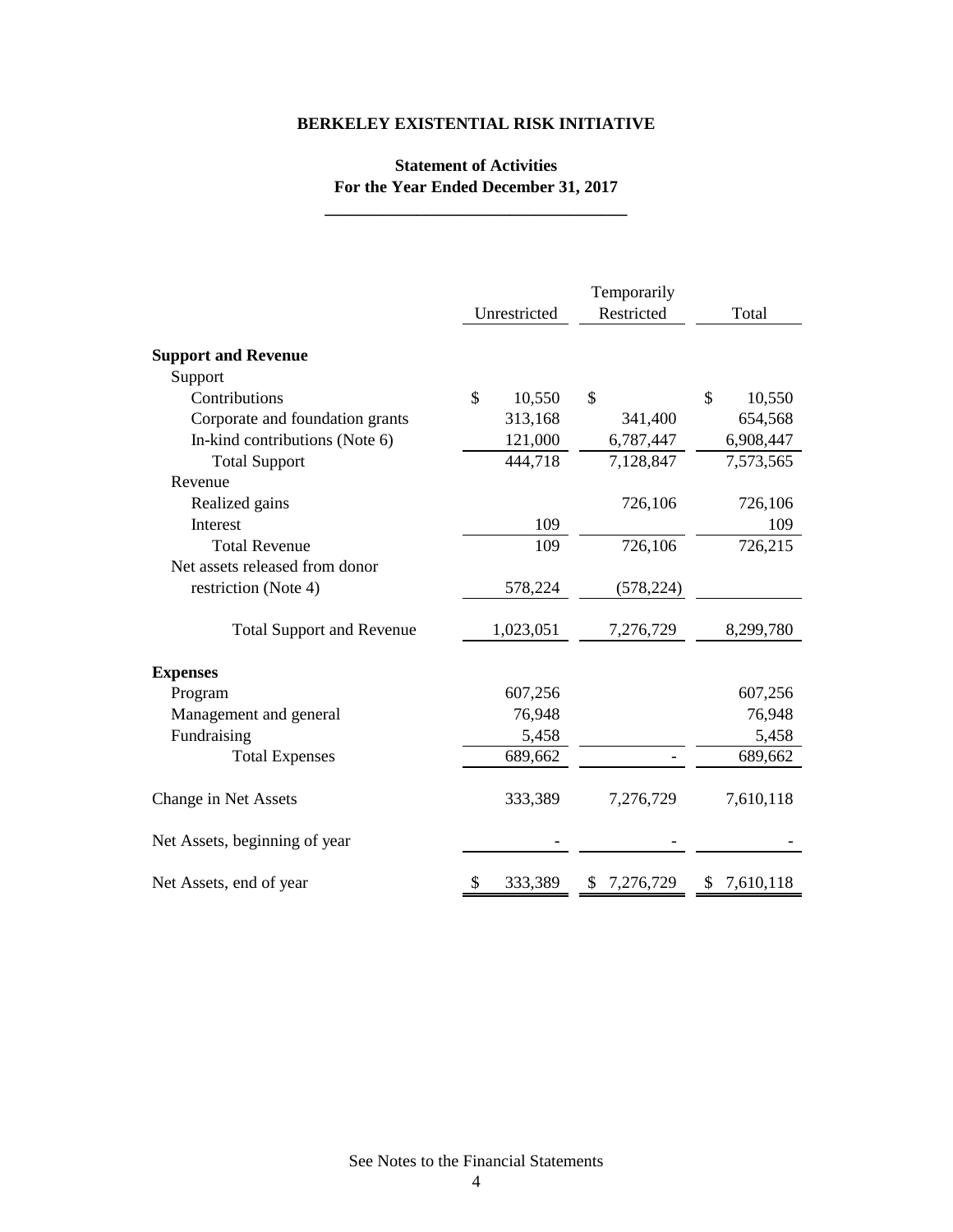# BERKELEY EXISTENTIAL RISK INITIATIVE

## Statement of Activities
## For the Year Ended December 31, 2017

| | Unrestricted | Temporarily Restricted | Total |
|---|---|---|---|
| **Support and Revenue** | | | |
| Support | | | |
| Contributions | $ 10,550 | $ | $ 10,550 |
| Corporate and foundation grants | 313,168 | 341,400 | 654,568 |
| In-kind contributions (Note 6) | 121,000 | 6,787,447 | 6,908,447 |
| Total Support | 444,718 | 7,128,847 | 7,573,565 |
| Revenue | | | |
| Realized gains | | 726,106 | 726,106 |
| Interest | 109 | | 109 |
| Total Revenue | 109 | 726,106 | 726,215 |
| Net assets released from donor restriction (Note 4) | 578,224 | (578,224) | |
| Total Support and Revenue | 1,023,051 | 7,276,729 | 8,299,780 |
| **Expenses** | | | |
| Program | 607,256 | | 607,256 |
| Management and general | 76,948 | | 76,948 |
| Fundraising | 5,458 | | 5,458 |
| Total Expenses | 689,662 | - | 689,662 |
| Change in Net Assets | 333,389 | 7,276,729 | 7,610,118 |
| Net Assets, beginning of year | - | - | - |
| Net Assets, end of year | $ 333,389 | $ 7,276,729 | $ 7,610,118 |

See Notes to the Financial Statements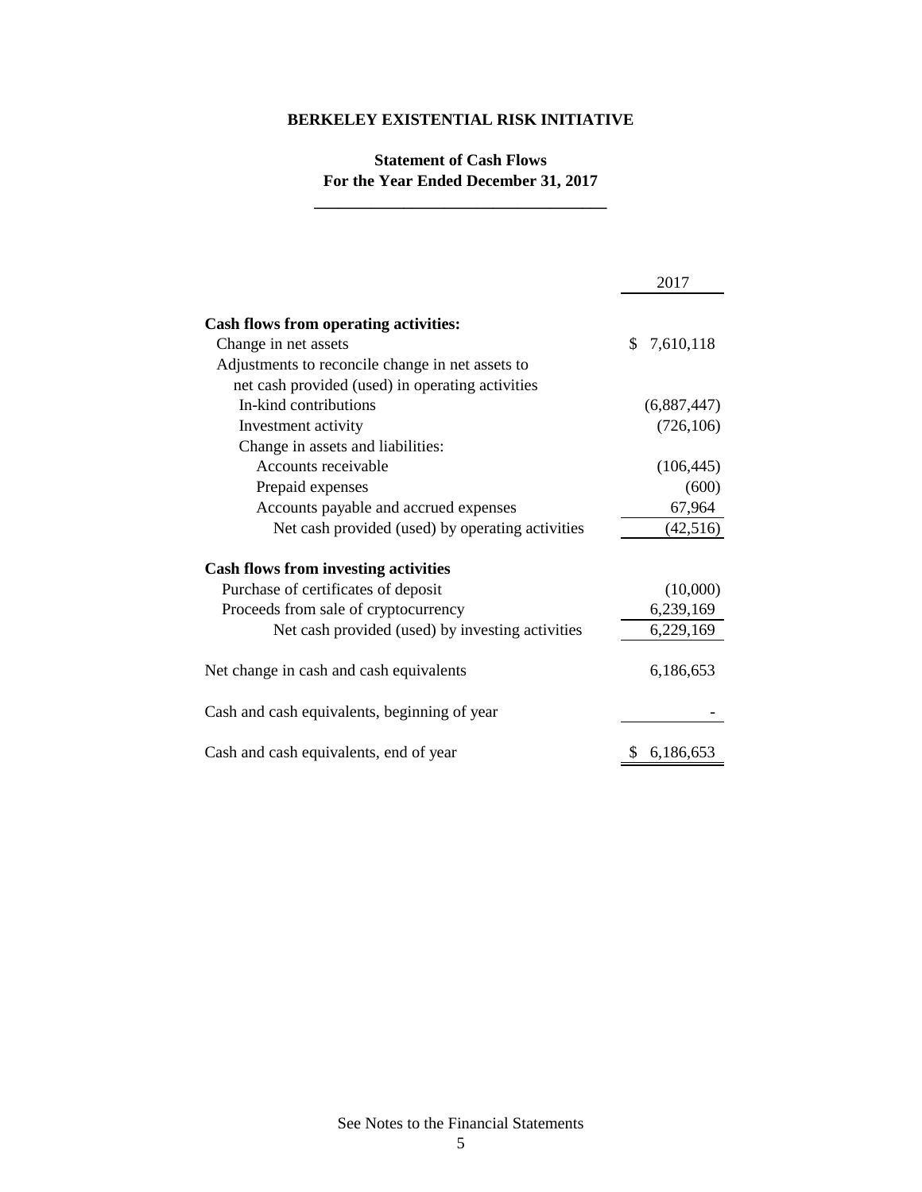# BERKELEY EXISTENTIAL RISK INITIATIVE

## Statement of Cash Flows
## For the Year Ended December 31, 2017

| | 2017 |
|---|---|
| **Cash flows from operating activities:** | |
| Change in net assets | $ 7,610,118 |
| Adjustments to reconcile change in net assets to net cash provided (used) in operating activities | |
| In-kind contributions | (6,887,447) |
| Investment activity | (726,106) |
| Change in assets and liabilities: | |
| Accounts receivable | (106,445) |
| Prepaid expenses | (600) |
| Accounts payable and accrued expenses | 67,964 |
| Net cash provided (used) by operating activities | (42,516) |
| **Cash flows from investing activities** | |
| Purchase of certificates of deposit | (10,000) |
| Proceeds from sale of cryptocurrency | 6,239,169 |
| Net cash provided (used) by investing activities | 6,229,169 |
| Net change in cash and cash equivalents | 6,186,653 |
| Cash and cash equivalents, beginning of year | - |
| Cash and cash equivalents, end of year | $ 6,186,653 |

See Notes to the Financial Statements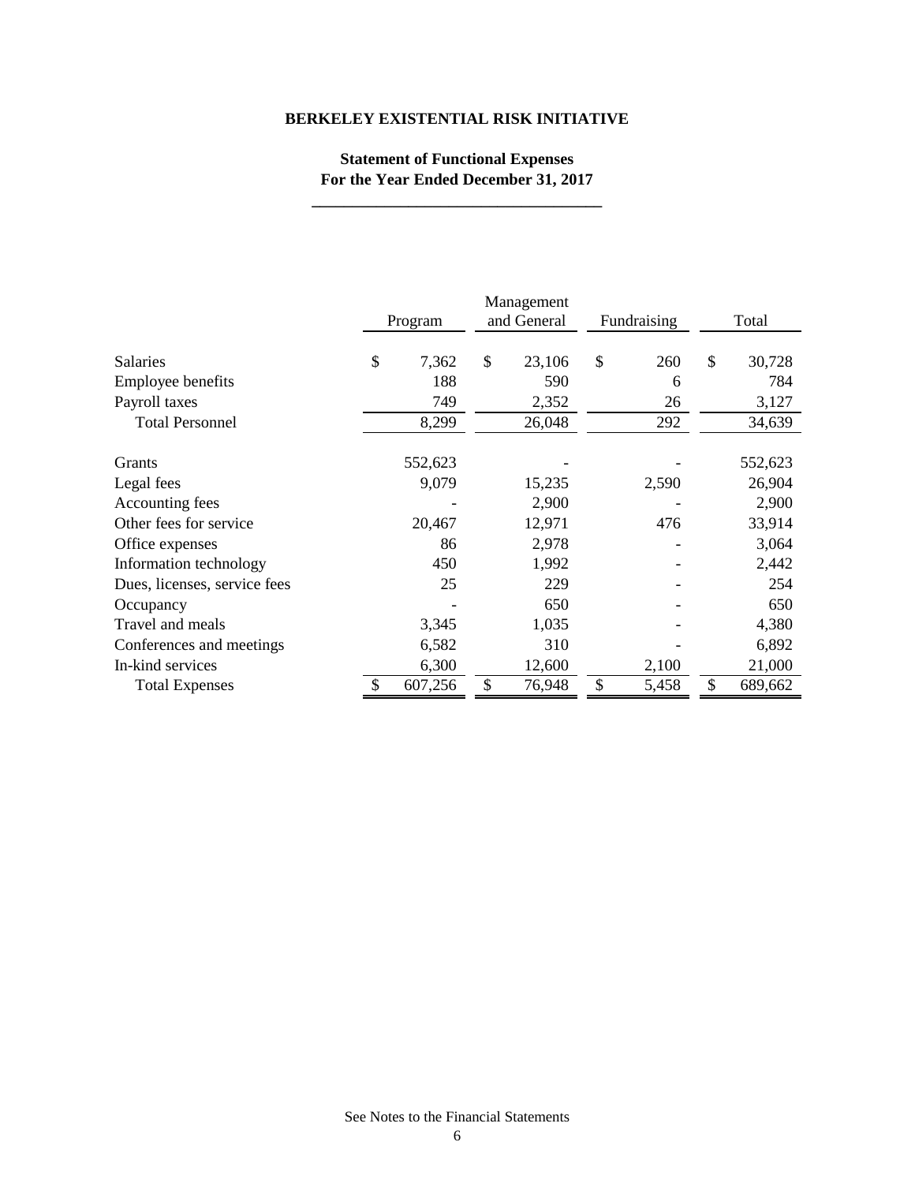# BERKELEY EXISTENTIAL RISK INITIATIVE

## Statement of Functional Expenses
## For the Year Ended December 31, 2017

| | Program | Management and General | Fundraising | Total |
|---|---|---|---|---|
| Salaries | $ 7,362 | $ 23,106 | $ 260 | $ 30,728 |
| Employee benefits | 188 | 590 | 6 | 784 |
| Payroll taxes | 749 | 2,352 | 26 | 3,127 |
| Total Personnel | 8,299 | 26,048 | 292 | 34,639 |
| Grants | 552,623 | - | - | 552,623 |
| Legal fees | 9,079 | 15,235 | 2,590 | 26,904 |
| Accounting fees | - | 2,900 | - | 2,900 |
| Other fees for service | 20,467 | 12,971 | 476 | 33,914 |
| Office expenses | 86 | 2,978 | - | 3,064 |
| Information technology | 450 | 1,992 | - | 2,442 |
| Dues, licenses, service fees | 25 | 229 | - | 254 |
| Occupancy | - | 650 | - | 650 |
| Travel and meals | 3,345 | 1,035 | - | 4,380 |
| Conferences and meetings | 6,582 | 310 | - | 6,892 |
| In-kind services | 6,300 | 12,600 | 2,100 | 21,000 |
| Total Expenses | $ 607,256 | $ 76,948 | $ 5,458 | $ 689,662 |

See Notes to the Financial Statements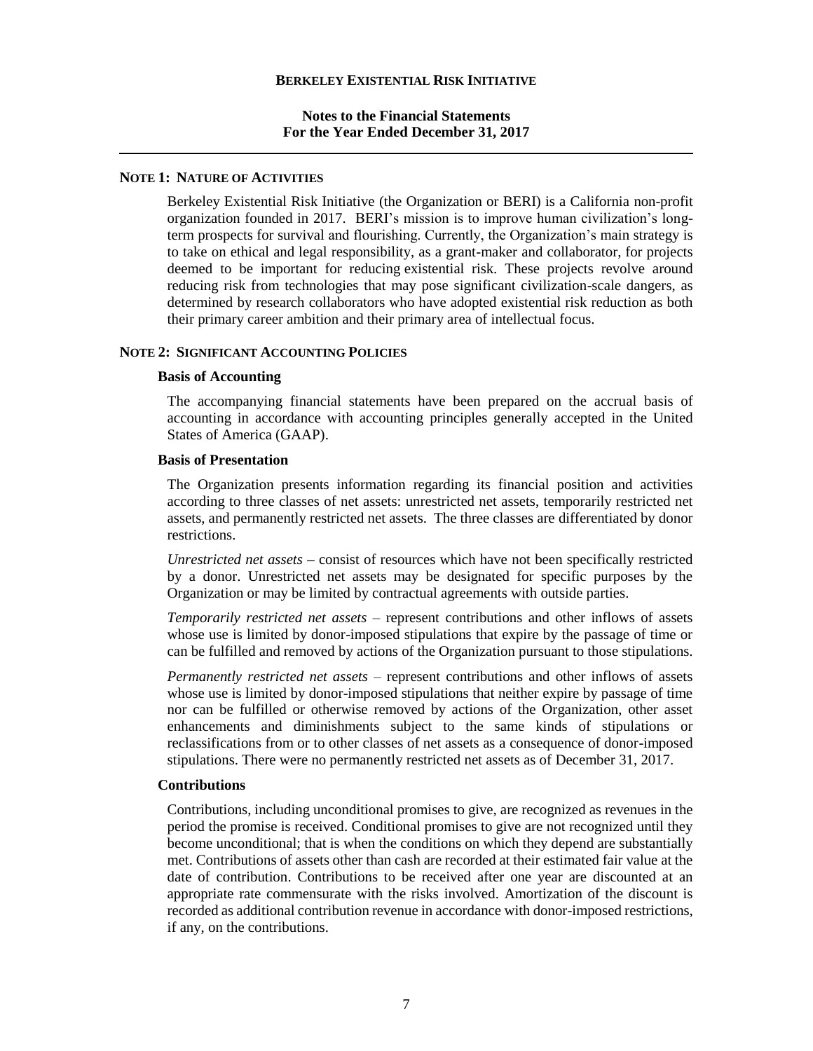**BERKELEY EXISTENTIAL RISK INITIATIVE**

**Notes to the Financial Statements**
**For the Year Ended December 31, 2017**

## NOTE 1: NATURE OF ACTIVITIES

Berkeley Existential Risk Initiative (the Organization or BERI) is a California non-profit organization founded in 2017. BERI's mission is to improve human civilization's long-term prospects for survival and flourishing. Currently, the Organization's main strategy is to take on ethical and legal responsibility, as a grant-maker and collaborator, for projects deemed to be important for reducing existential risk. These projects revolve around reducing risk from technologies that may pose significant civilization-scale dangers, as determined by research collaborators who have adopted existential risk reduction as both their primary career ambition and their primary area of intellectual focus.

## NOTE 2: SIGNIFICANT ACCOUNTING POLICIES

### Basis of Accounting

The accompanying financial statements have been prepared on the accrual basis of accounting in accordance with accounting principles generally accepted in the United States of America (GAAP).

### Basis of Presentation

The Organization presents information regarding its financial position and activities according to three classes of net assets: unrestricted net assets, temporarily restricted net assets, and permanently restricted net assets. The three classes are differentiated by donor restrictions.

*Unrestricted net assets* – consist of resources which have not been specifically restricted by a donor. Unrestricted net assets may be designated for specific purposes by the Organization or may be limited by contractual agreements with outside parties.

*Temporarily restricted net assets* – represent contributions and other inflows of assets whose use is limited by donor-imposed stipulations that expire by the passage of time or can be fulfilled and removed by actions of the Organization pursuant to those stipulations.

*Permanently restricted net assets* – represent contributions and other inflows of assets whose use is limited by donor-imposed stipulations that neither expire by passage of time nor can be fulfilled or otherwise removed by actions of the Organization, other asset enhancements and diminishments subject to the same kinds of stipulations or reclassifications from or to other classes of net assets as a consequence of donor-imposed stipulations. There were no permanently restricted net assets as of December 31, 2017.

### Contributions

Contributions, including unconditional promises to give, are recognized as revenues in the period the promise is received. Conditional promises to give are not recognized until they become unconditional; that is when the conditions on which they depend are substantially met. Contributions of assets other than cash are recorded at their estimated fair value at the date of contribution. Contributions to be received after one year are discounted at an appropriate rate commensurate with the risks involved. Amortization of the discount is recorded as additional contribution revenue in accordance with donor-imposed restrictions, if any, on the contributions.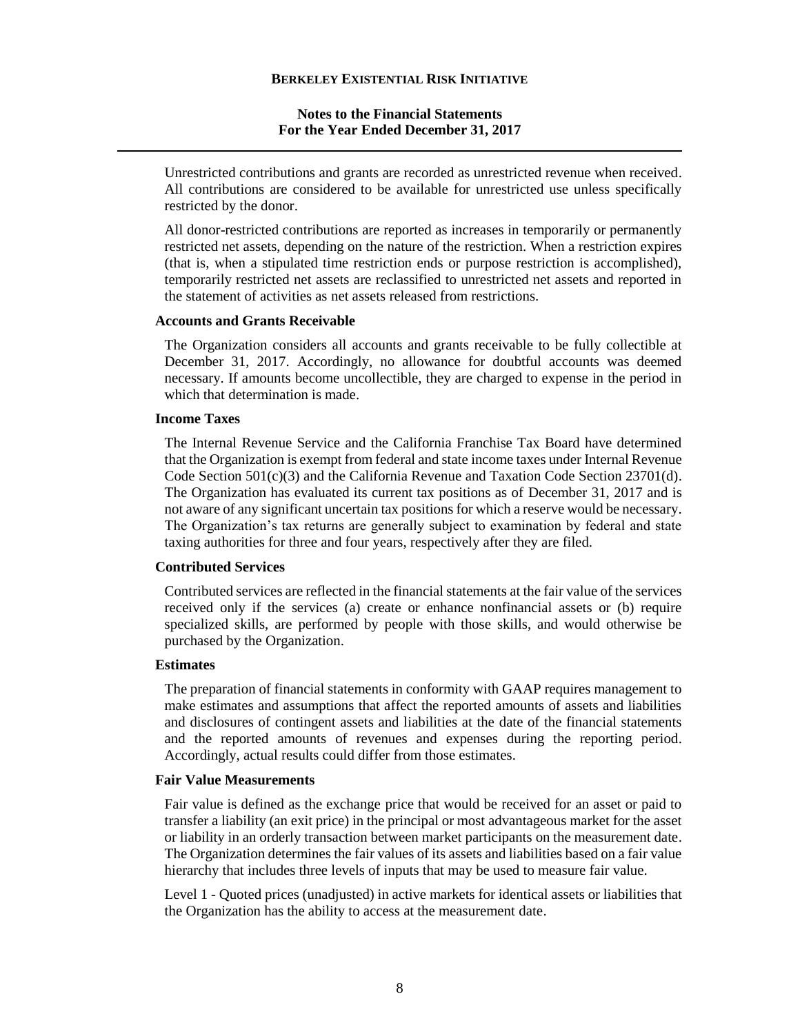Unrestricted contributions and grants are recorded as unrestricted revenue when received. All contributions are considered to be available for unrestricted use unless specifically restricted by the donor.

All donor-restricted contributions are reported as increases in temporarily or permanently restricted net assets, depending on the nature of the restriction. When a restriction expires (that is, when a stipulated time restriction ends or purpose restriction is accomplished), temporarily restricted net assets are reclassified to unrestricted net assets and reported in the statement of activities as net assets released from restrictions.

**Accounts and Grants Receivable**

The Organization considers all accounts and grants receivable to be fully collectible at December 31, 2017. Accordingly, no allowance for doubtful accounts was deemed necessary. If amounts become uncollectible, they are charged to expense in the period in which that determination is made.

**Income Taxes**

The Internal Revenue Service and the California Franchise Tax Board have determined that the Organization is exempt from federal and state income taxes under Internal Revenue Code Section 501(c)(3) and the California Revenue and Taxation Code Section 23701(d). The Organization has evaluated its current tax positions as of December 31, 2017 and is not aware of any significant uncertain tax positions for which a reserve would be necessary. The Organization's tax returns are generally subject to examination by federal and state taxing authorities for three and four years, respectively after they are filed.

**Contributed Services**

Contributed services are reflected in the financial statements at the fair value of the services received only if the services (a) create or enhance nonfinancial assets or (b) require specialized skills, are performed by people with those skills, and would otherwise be purchased by the Organization.

**Estimates**

The preparation of financial statements in conformity with GAAP requires management to make estimates and assumptions that affect the reported amounts of assets and liabilities and disclosures of contingent assets and liabilities at the date of the financial statements and the reported amounts of revenues and expenses during the reporting period. Accordingly, actual results could differ from those estimates.

**Fair Value Measurements**

Fair value is defined as the exchange price that would be received for an asset or paid to transfer a liability (an exit price) in the principal or most advantageous market for the asset or liability in an orderly transaction between market participants on the measurement date. The Organization determines the fair values of its assets and liabilities based on a fair value hierarchy that includes three levels of inputs that may be used to measure fair value.

Level 1 - Quoted prices (unadjusted) in active markets for identical assets or liabilities that the Organization has the ability to access at the measurement date.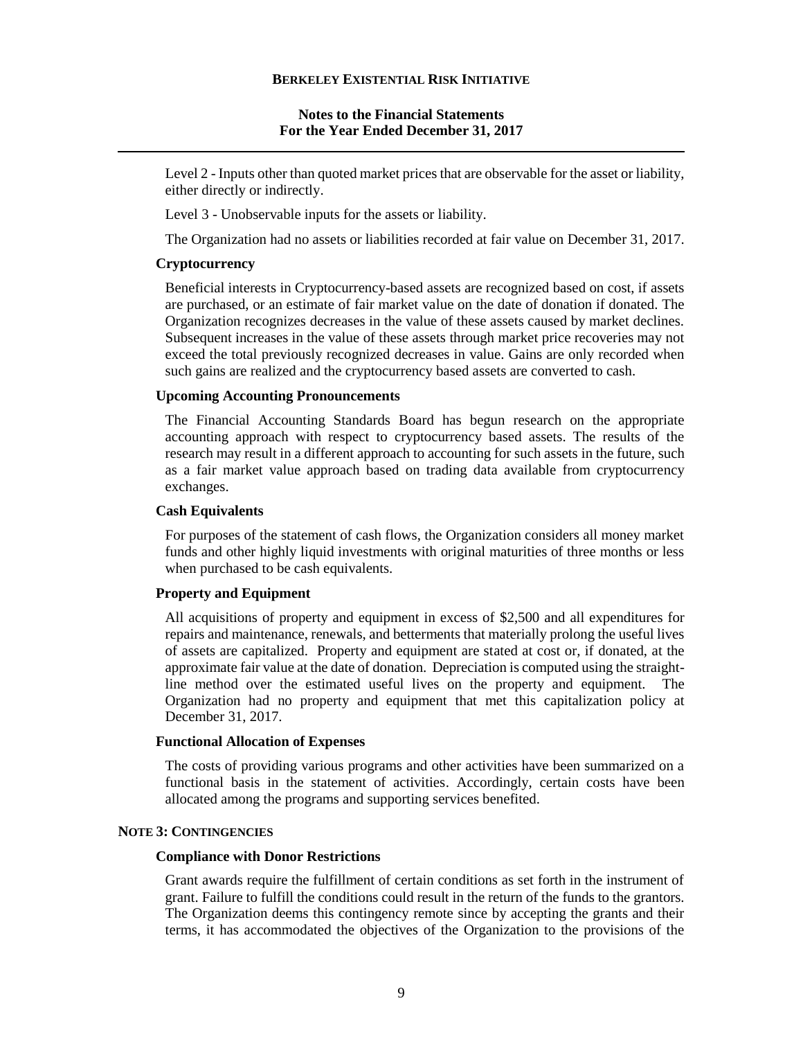Level 2 - Inputs other than quoted market prices that are observable for the asset or liability, either directly or indirectly.

Level 3 - Unobservable inputs for the assets or liability.

The Organization had no assets or liabilities recorded at fair value on December 31, 2017.

### Cryptocurrency

Beneficial interests in Cryptocurrency-based assets are recognized based on cost, if assets are purchased, or an estimate of fair market value on the date of donation if donated. The Organization recognizes decreases in the value of these assets caused by market declines. Subsequent increases in the value of these assets through market price recoveries may not exceed the total previously recognized decreases in value. Gains are only recorded when such gains are realized and the cryptocurrency based assets are converted to cash.

### Upcoming Accounting Pronouncements

The Financial Accounting Standards Board has begun research on the appropriate accounting approach with respect to cryptocurrency based assets. The results of the research may result in a different approach to accounting for such assets in the future, such as a fair market value approach based on trading data available from cryptocurrency exchanges.

### Cash Equivalents

For purposes of the statement of cash flows, the Organization considers all money market funds and other highly liquid investments with original maturities of three months or less when purchased to be cash equivalents.

### Property and Equipment

All acquisitions of property and equipment in excess of $2,500 and all expenditures for repairs and maintenance, renewals, and betterments that materially prolong the useful lives of assets are capitalized. Property and equipment are stated at cost or, if donated, at the approximate fair value at the date of donation. Depreciation is computed using the straight-line method over the estimated useful lives on the property and equipment. The Organization had no property and equipment that met this capitalization policy at December 31, 2017.

### Functional Allocation of Expenses

The costs of providing various programs and other activities have been summarized on a functional basis in the statement of activities. Accordingly, certain costs have been allocated among the programs and supporting services benefited.

## NOTE 3: CONTINGENCIES

### Compliance with Donor Restrictions

Grant awards require the fulfillment of certain conditions as set forth in the instrument of grant. Failure to fulfill the conditions could result in the return of the funds to the grantors. The Organization deems this contingency remote since by accepting the grants and their terms, it has accommodated the objectives of the Organization to the provisions of the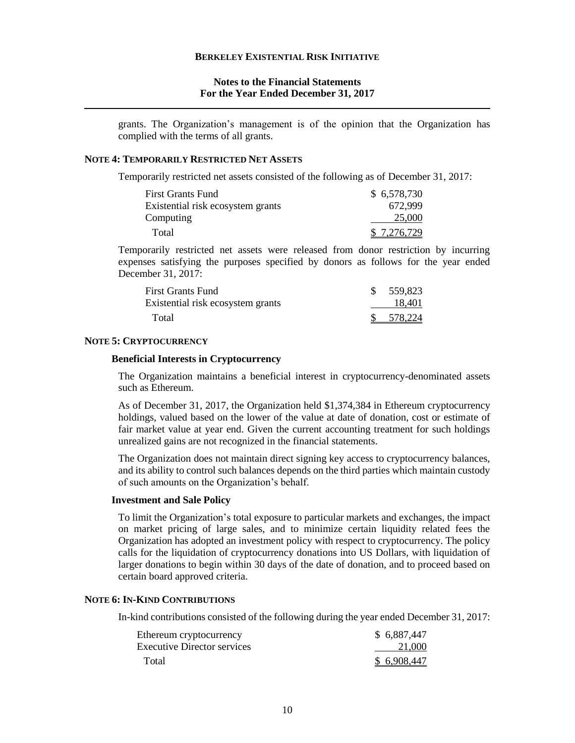grants. The Organization's management is of the opinion that the Organization has complied with the terms of all grants.

## NOTE 4: TEMPORARILY RESTRICTED NET ASSETS

Temporarily restricted net assets consisted of the following as of December 31, 2017:

| | |
|---|---|
| First Grants Fund | $ 6,578,730 |
| Existential risk ecosystem grants | 672,999 |
| Computing | 25,000 |
| Total | $ 7,276,729 |

Temporarily restricted net assets were released from donor restriction by incurring expenses satisfying the purposes specified by donors as follows for the year ended December 31, 2017:

| | |
|---|---|
| First Grants Fund | $ 559,823 |
| Existential risk ecosystem grants | 18,401 |
| Total | $ 578,224 |

## NOTE 5: CRYPTOCURRENCY

### Beneficial Interests in Cryptocurrency

The Organization maintains a beneficial interest in cryptocurrency-denominated assets such as Ethereum.

As of December 31, 2017, the Organization held $1,374,384 in Ethereum cryptocurrency holdings, valued based on the lower of the value at date of donation, cost or estimate of fair market value at year end. Given the current accounting treatment for such holdings unrealized gains are not recognized in the financial statements.

The Organization does not maintain direct signing key access to cryptocurrency balances, and its ability to control such balances depends on the third parties which maintain custody of such amounts on the Organization's behalf.

### Investment and Sale Policy

To limit the Organization's total exposure to particular markets and exchanges, the impact on market pricing of large sales, and to minimize certain liquidity related fees the Organization has adopted an investment policy with respect to cryptocurrency. The policy calls for the liquidation of cryptocurrency donations into US Dollars, with liquidation of larger donations to begin within 30 days of the date of donation, and to proceed based on certain board approved criteria.

## NOTE 6: IN-KIND CONTRIBUTIONS

In-kind contributions consisted of the following during the year ended December 31, 2017:

| | |
|---|---|
| Ethereum cryptocurrency | $ 6,887,447 |
| Executive Director services | 21,000 |
| Total | $ 6,908,447 |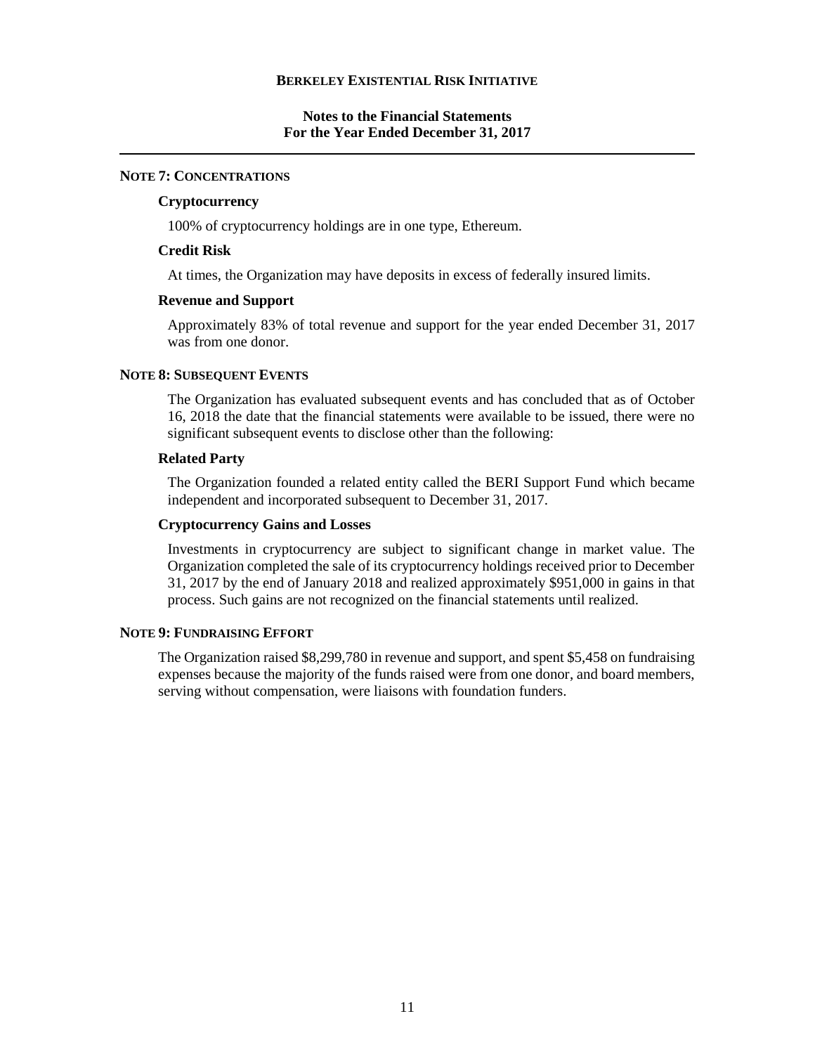**NOTE 7: CONCENTRATIONS**

**Cryptocurrency**

100% of cryptocurrency holdings are in one type, Ethereum.

**Credit Risk**

At times, the Organization may have deposits in excess of federally insured limits.

**Revenue and Support**

Approximately 83% of total revenue and support for the year ended December 31, 2017 was from one donor.

**NOTE 8: SUBSEQUENT EVENTS**

The Organization has evaluated subsequent events and has concluded that as of October 16, 2018 the date that the financial statements were available to be issued, there were no significant subsequent events to disclose other than the following:

**Related Party**

The Organization founded a related entity called the BERI Support Fund which became independent and incorporated subsequent to December 31, 2017.

**Cryptocurrency Gains and Losses**

Investments in cryptocurrency are subject to significant change in market value. The Organization completed the sale of its cryptocurrency holdings received prior to December 31, 2017 by the end of January 2018 and realized approximately $951,000 in gains in that process. Such gains are not recognized on the financial statements until realized.

**NOTE 9: FUNDRAISING EFFORT**

The Organization raised $8,299,780 in revenue and support, and spent $5,458 on fundraising expenses because the majority of the funds raised were from one donor, and board members, serving without compensation, were liaisons with foundation funders.